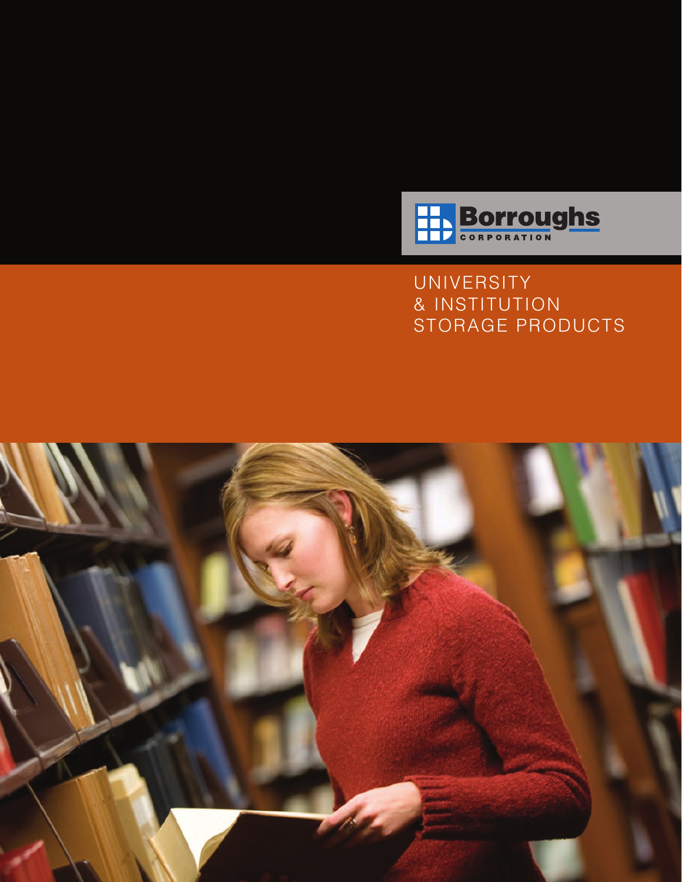Borroughs CORPORATION

# UNIVERSITY & INSTITUTION STORAGE PRODUCTS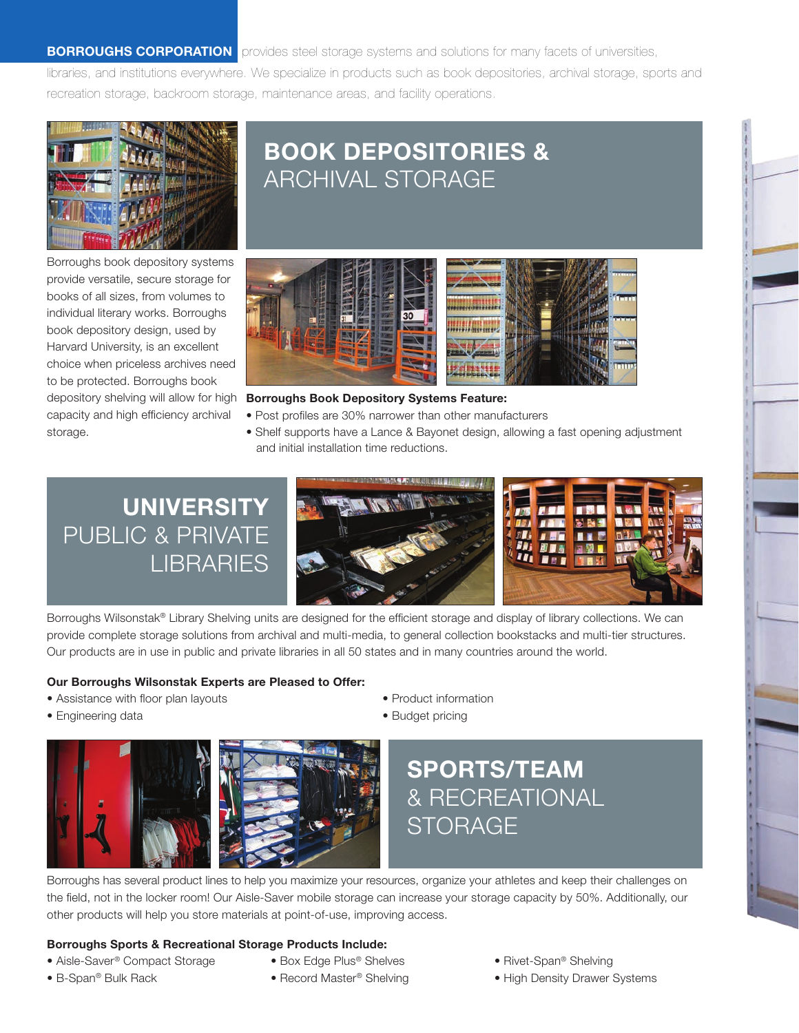**BORROUGHS CORPORATION** provides steel storage systems and solutions for many facets of universities, libraries, and institutions everywhere. We specialize in products such as book depositories, archival storage, sports and recreation storage, backroom storage, maintenance areas, and facility operations.

## BOOK DEPOSITORIES & ARCHIVAL STORAGE

Borroughs book depository systems provide versatile, secure storage for books of all sizes, from volumes to individual literary works. Borroughs book depository design, used by Harvard University, is an excellent choice when priceless archives need to be protected. Borroughs book depository shelving will allow for high capacity and high efficiency archival storage.

**Borroughs Book Depository Systems Feature:**

- Post profiles are 30% narrower than other manufacturers
- Shelf supports have a Lance & Bayonet design, allowing a fast opening adjustment and initial installation time reductions.

## UNIVERSITY PUBLIC & PRIVATE LIBRARIES

Borroughs Wilsonstak® Library Shelving units are designed for the efficient storage and display of library collections. We can provide complete storage solutions from archival and multi-media, to general collection bookstacks and multi-tier structures. Our products are in use in public and private libraries in all 50 states and in many countries around the world.

**Our Borroughs Wilsonstak Experts are Pleased to Offer:**

- Assistance with floor plan layouts
- Engineering data
- Product information
- Budget pricing

## SPORTS/TEAM & RECREATIONAL STORAGE

Borroughs has several product lines to help you maximize your resources, organize your athletes and keep their challenges on the field, not in the locker room! Our Aisle-Saver mobile storage can increase your storage capacity by 50%. Additionally, our other products will help you store materials at point-of-use, improving access.

**Borroughs Sports & Recreational Storage Products Include:**

- Aisle-Saver® Compact Storage
- B-Span® Bulk Rack
- Box Edge Plus® Shelves
- Record Master® Shelving
- Rivet-Span® Shelving
- High Density Drawer Systems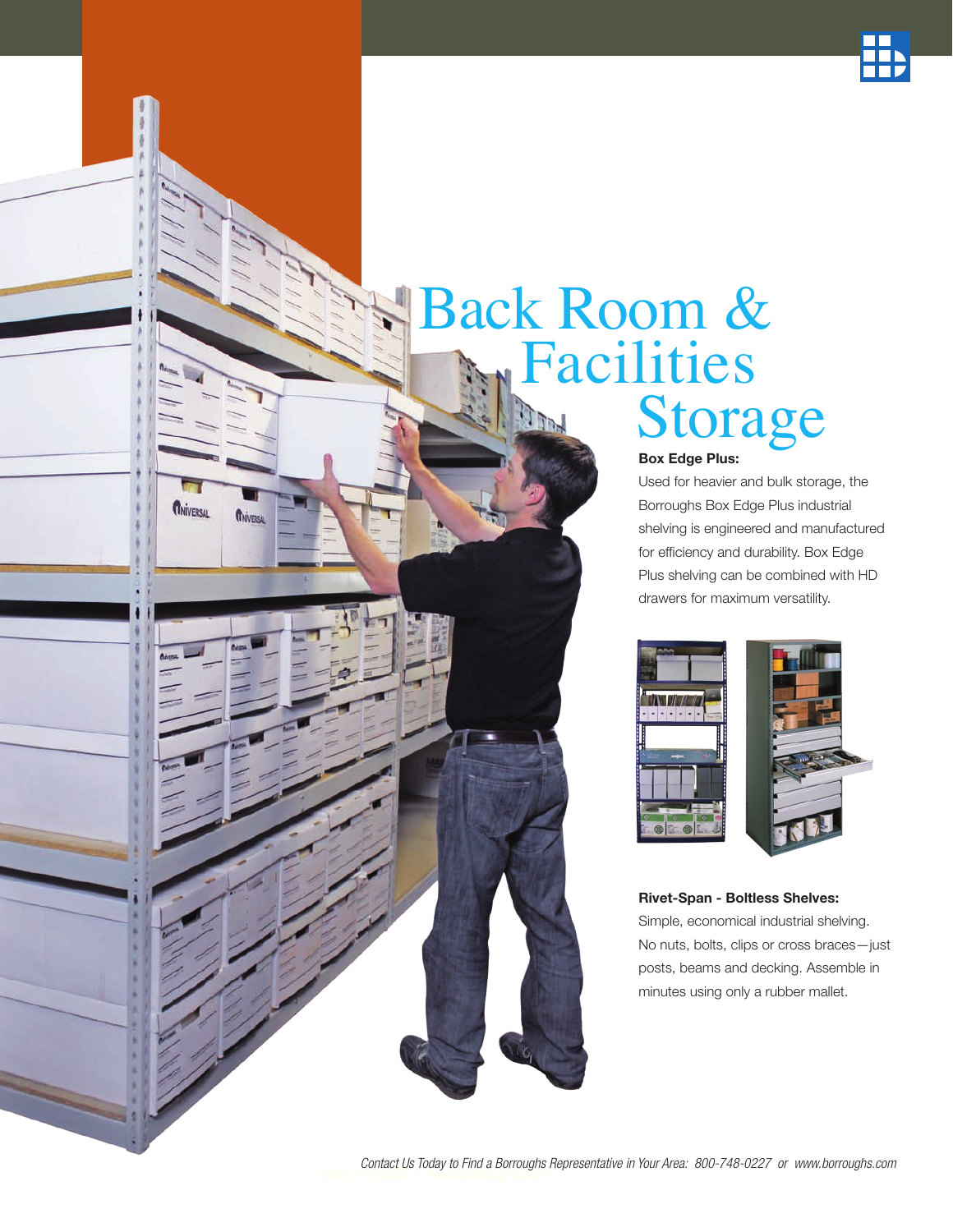# Back Room & Facilities Storage

**Box Edge Plus:**

Used for heavier and bulk storage, the Borroughs Box Edge Plus industrial shelving is engineered and manufactured for efficiency and durability. Box Edge Plus shelving can be combined with HD drawers for maximum versatility.

**Rivet-Span - Boltless Shelves:**

Simple, economical industrial shelving. No nuts, bolts, clips or cross braces—just posts, beams and decking. Assemble in minutes using only a rubber mallet.

*Contact Us Today to Find a Borroughs Representative in Your Area: 800-748-0227 or www.borroughs.com*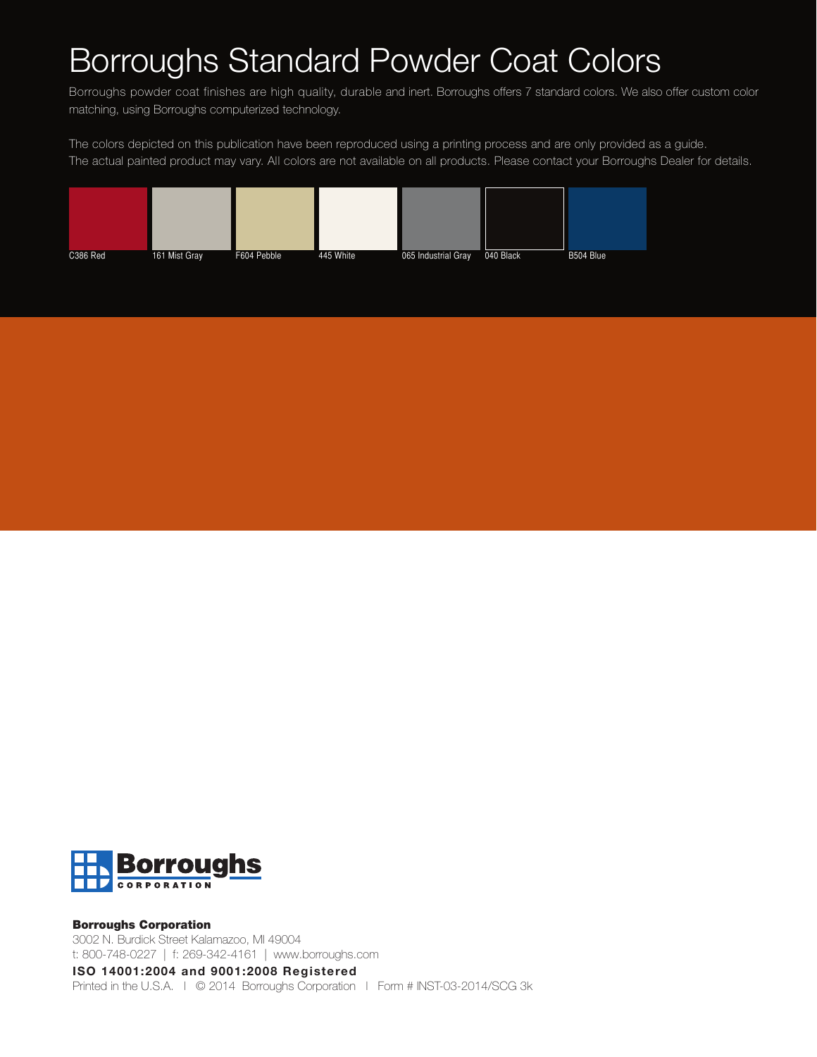# Borroughs Standard Powder Coat Colors

Borroughs powder coat finishes are high quality, durable and inert. Borroughs offers 7 standard colors. We also offer custom color matching, using Borroughs computerized technology.

The colors depicted on this publication have been reproduced using a printing process and are only provided as a guide. The actual painted product may vary. All colors are not available on all products. Please contact your Borroughs Dealer for details.

C386 Red

161 Mist Gray

F604 Pebble

445 White

065 Industrial Gray

040 Black

B504 Blue

Borroughs
CORPORATION

**Borroughs Corporation**
3002 N. Burdick Street Kalamazoo, MI 49004
t: 800-748-0227 | f: 269-342-4161 | www.borroughs.com

**ISO 14001:2004 and 9001:2008 Registered**
Printed in the U.S.A. | © 2014 Borroughs Corporation | Form # INST-03-2014/SCG 3k